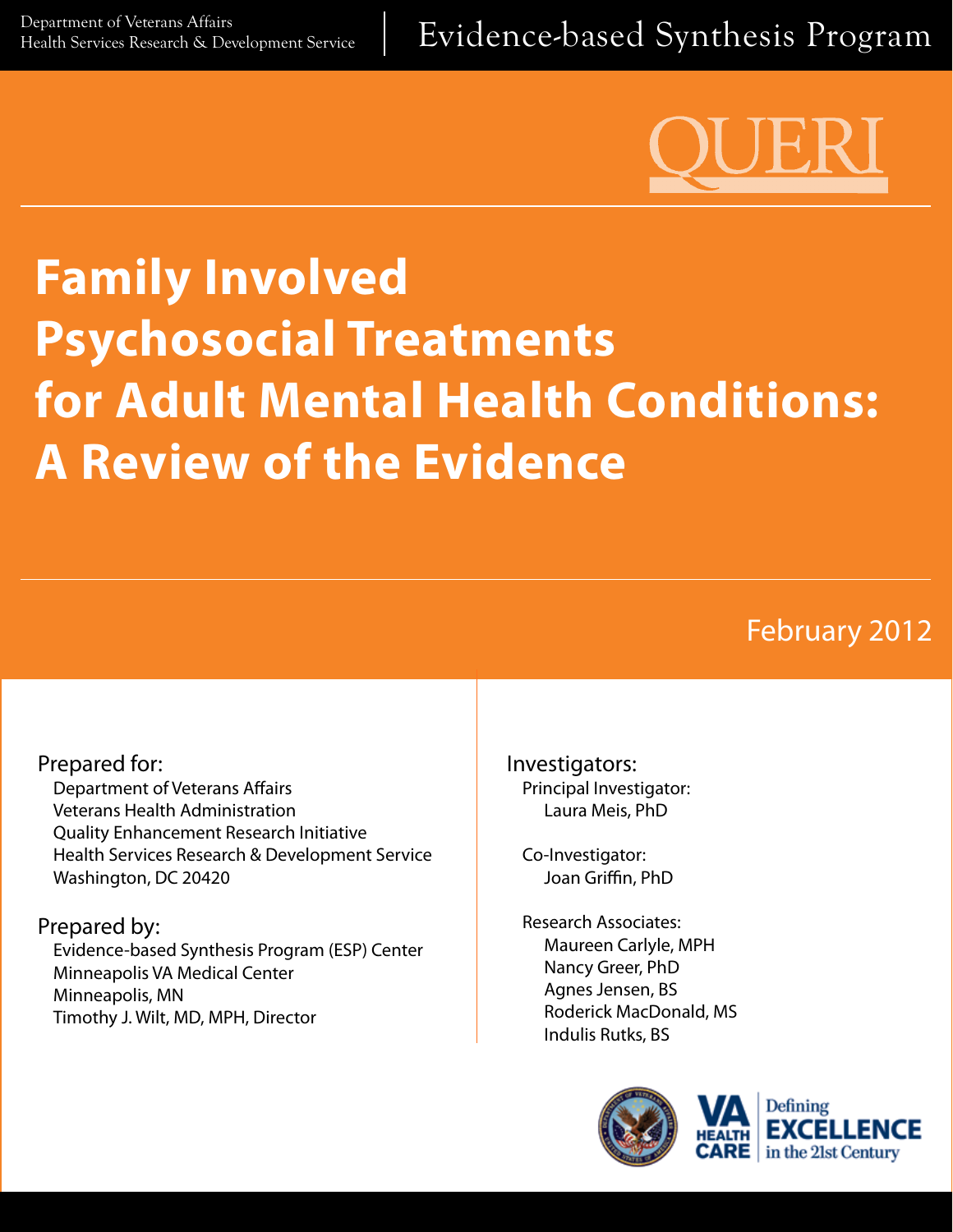Department of Veterans Affairs
Health Services Research & Development Service

Evidence-based Synthesis Program

QUERI

# Family Involved Psychosocial Treatments for Adult Mental Health Conditions: A Review of the Evidence

February 2012

**Prepared for:**
Department of Veterans Affairs
Veterans Health Administration
Quality Enhancement Research Initiative
Health Services Research & Development Service
Washington, DC 20420

**Prepared by:**
Evidence-based Synthesis Program (ESP) Center
Minneapolis VA Medical Center
Minneapolis, MN
Timothy J. Wilt, MD, MPH, Director

**Investigators:**

Principal Investigator:
Laura Meis, PhD

Co-Investigator:
Joan Griffin, PhD

Research Associates:
Maureen Carlyle, MPH
Nancy Greer, PhD
Agnes Jensen, BS
Roderick MacDonald, MS
Indulis Rutks, BS

VA HEALTH CARE | Defining EXCELLENCE in the 21st Century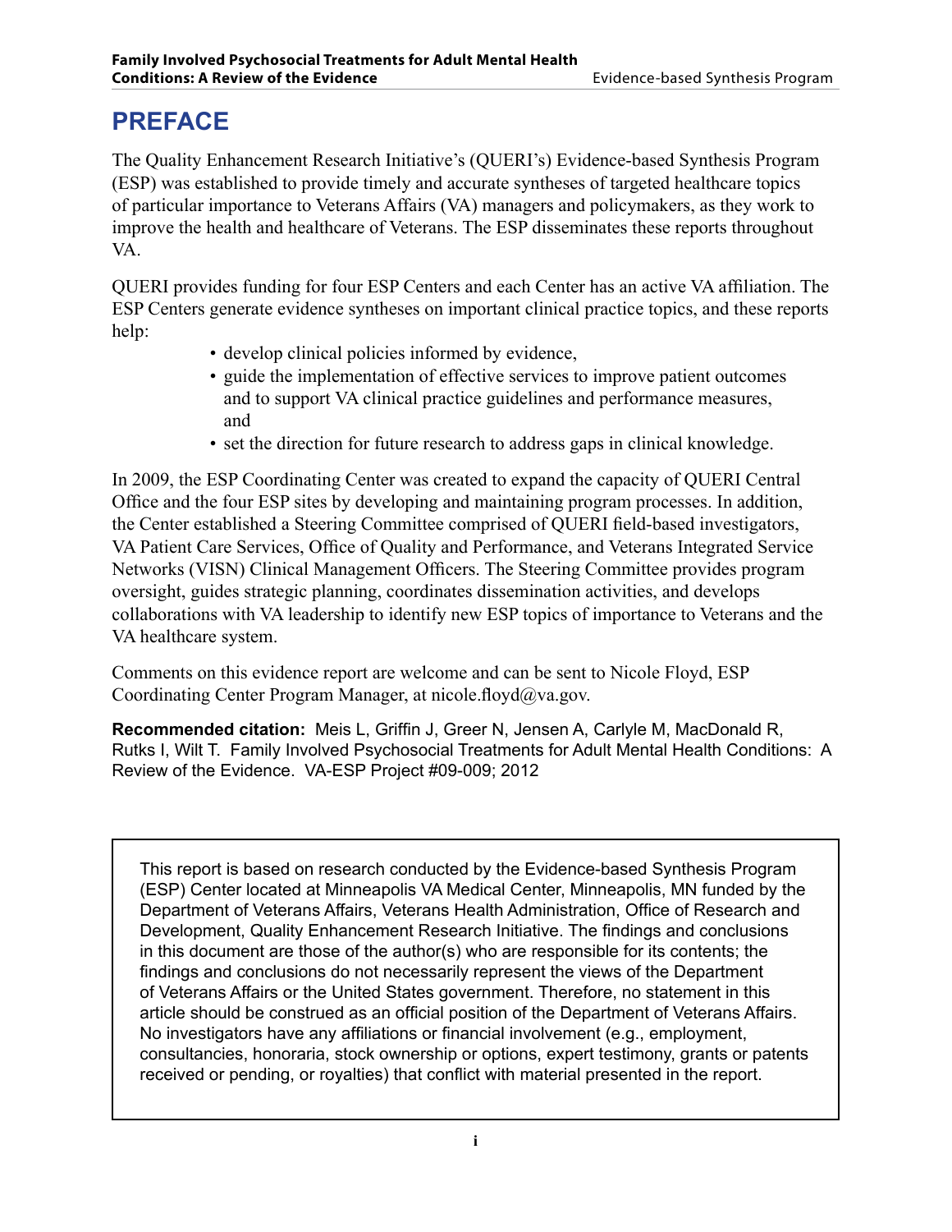# PREFACE

The Quality Enhancement Research Initiative's (QUERI's) Evidence-based Synthesis Program (ESP) was established to provide timely and accurate syntheses of targeted healthcare topics of particular importance to Veterans Affairs (VA) managers and policymakers, as they work to improve the health and healthcare of Veterans. The ESP disseminates these reports throughout VA.

QUERI provides funding for four ESP Centers and each Center has an active VA affiliation. The ESP Centers generate evidence syntheses on important clinical practice topics, and these reports help:

- develop clinical policies informed by evidence,
- guide the implementation of effective services to improve patient outcomes and to support VA clinical practice guidelines and performance measures, and
- set the direction for future research to address gaps in clinical knowledge.

In 2009, the ESP Coordinating Center was created to expand the capacity of QUERI Central Office and the four ESP sites by developing and maintaining program processes. In addition, the Center established a Steering Committee comprised of QUERI field-based investigators, VA Patient Care Services, Office of Quality and Performance, and Veterans Integrated Service Networks (VISN) Clinical Management Officers. The Steering Committee provides program oversight, guides strategic planning, coordinates dissemination activities, and develops collaborations with VA leadership to identify new ESP topics of importance to Veterans and the VA healthcare system.

Comments on this evidence report are welcome and can be sent to Nicole Floyd, ESP Coordinating Center Program Manager, at nicole.floyd@va.gov.

**Recommended citation:** Meis L, Griffin J, Greer N, Jensen A, Carlyle M, MacDonald R, Rutks I, Wilt T. Family Involved Psychosocial Treatments for Adult Mental Health Conditions: A Review of the Evidence. VA-ESP Project #09-009; 2012

This report is based on research conducted by the Evidence-based Synthesis Program (ESP) Center located at Minneapolis VA Medical Center, Minneapolis, MN funded by the Department of Veterans Affairs, Veterans Health Administration, Office of Research and Development, Quality Enhancement Research Initiative. The findings and conclusions in this document are those of the author(s) who are responsible for its contents; the findings and conclusions do not necessarily represent the views of the Department of Veterans Affairs or the United States government. Therefore, no statement in this article should be construed as an official position of the Department of Veterans Affairs. No investigators have any affiliations or financial involvement (e.g., employment, consultancies, honoraria, stock ownership or options, expert testimony, grants or patents received or pending, or royalties) that conflict with material presented in the report.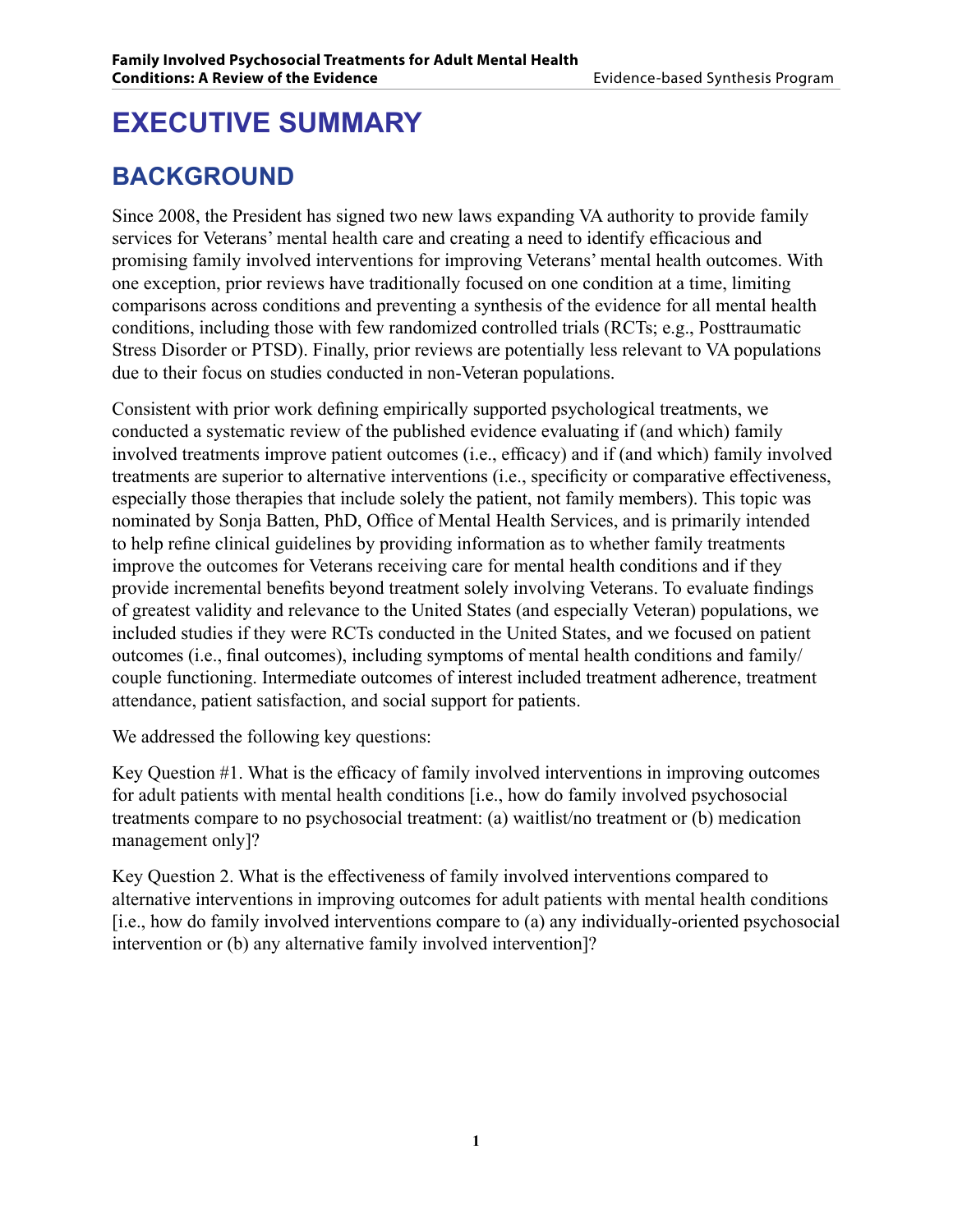# EXECUTIVE SUMMARY

## BACKGROUND

Since 2008, the President has signed two new laws expanding VA authority to provide family services for Veterans' mental health care and creating a need to identify efficacious and promising family involved interventions for improving Veterans' mental health outcomes. With one exception, prior reviews have traditionally focused on one condition at a time, limiting comparisons across conditions and preventing a synthesis of the evidence for all mental health conditions, including those with few randomized controlled trials (RCTs; e.g., Posttraumatic Stress Disorder or PTSD). Finally, prior reviews are potentially less relevant to VA populations due to their focus on studies conducted in non-Veteran populations.

Consistent with prior work defining empirically supported psychological treatments, we conducted a systematic review of the published evidence evaluating if (and which) family involved treatments improve patient outcomes (i.e., efficacy) and if (and which) family involved treatments are superior to alternative interventions (i.e., specificity or comparative effectiveness, especially those therapies that include solely the patient, not family members). This topic was nominated by Sonja Batten, PhD, Office of Mental Health Services, and is primarily intended to help refine clinical guidelines by providing information as to whether family treatments improve the outcomes for Veterans receiving care for mental health conditions and if they provide incremental benefits beyond treatment solely involving Veterans. To evaluate findings of greatest validity and relevance to the United States (and especially Veteran) populations, we included studies if they were RCTs conducted in the United States, and we focused on patient outcomes (i.e., final outcomes), including symptoms of mental health conditions and family/couple functioning. Intermediate outcomes of interest included treatment adherence, treatment attendance, patient satisfaction, and social support for patients.

We addressed the following key questions:

Key Question #1. What is the efficacy of family involved interventions in improving outcomes for adult patients with mental health conditions [i.e., how do family involved psychosocial treatments compare to no psychosocial treatment: (a) waitlist/no treatment or (b) medication management only]?

Key Question 2. What is the effectiveness of family involved interventions compared to alternative interventions in improving outcomes for adult patients with mental health conditions [i.e., how do family involved interventions compare to (a) any individually-oriented psychosocial intervention or (b) any alternative family involved intervention]?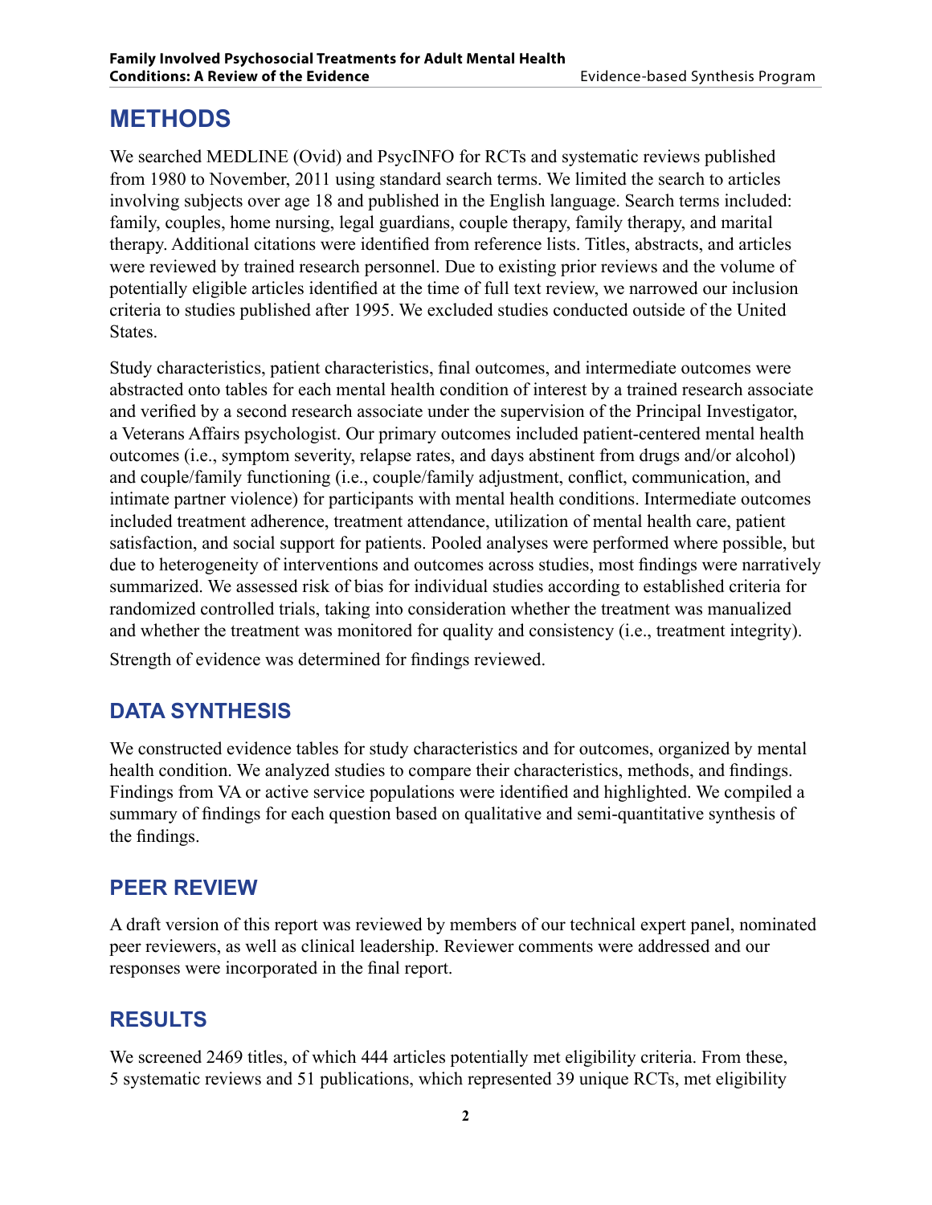# METHODS

We searched MEDLINE (Ovid) and PsycINFO for RCTs and systematic reviews published from 1980 to November, 2011 using standard search terms. We limited the search to articles involving subjects over age 18 and published in the English language. Search terms included: family, couples, home nursing, legal guardians, couple therapy, family therapy, and marital therapy. Additional citations were identified from reference lists. Titles, abstracts, and articles were reviewed by trained research personnel. Due to existing prior reviews and the volume of potentially eligible articles identified at the time of full text review, we narrowed our inclusion criteria to studies published after 1995. We excluded studies conducted outside of the United States.

Study characteristics, patient characteristics, final outcomes, and intermediate outcomes were abstracted onto tables for each mental health condition of interest by a trained research associate and verified by a second research associate under the supervision of the Principal Investigator, a Veterans Affairs psychologist. Our primary outcomes included patient-centered mental health outcomes (i.e., symptom severity, relapse rates, and days abstinent from drugs and/or alcohol) and couple/family functioning (i.e., couple/family adjustment, conflict, communication, and intimate partner violence) for participants with mental health conditions. Intermediate outcomes included treatment adherence, treatment attendance, utilization of mental health care, patient satisfaction, and social support for patients. Pooled analyses were performed where possible, but due to heterogeneity of interventions and outcomes across studies, most findings were narratively summarized. We assessed risk of bias for individual studies according to established criteria for randomized controlled trials, taking into consideration whether the treatment was manualized and whether the treatment was monitored for quality and consistency (i.e., treatment integrity). Strength of evidence was determined for findings reviewed.

## DATA SYNTHESIS

We constructed evidence tables for study characteristics and for outcomes, organized by mental health condition. We analyzed studies to compare their characteristics, methods, and findings. Findings from VA or active service populations were identified and highlighted. We compiled a summary of findings for each question based on qualitative and semi-quantitative synthesis of the findings.

## PEER REVIEW

A draft version of this report was reviewed by members of our technical expert panel, nominated peer reviewers, as well as clinical leadership. Reviewer comments were addressed and our responses were incorporated in the final report.

# RESULTS

We screened 2469 titles, of which 444 articles potentially met eligibility criteria. From these, 5 systematic reviews and 51 publications, which represented 39 unique RCTs, met eligibility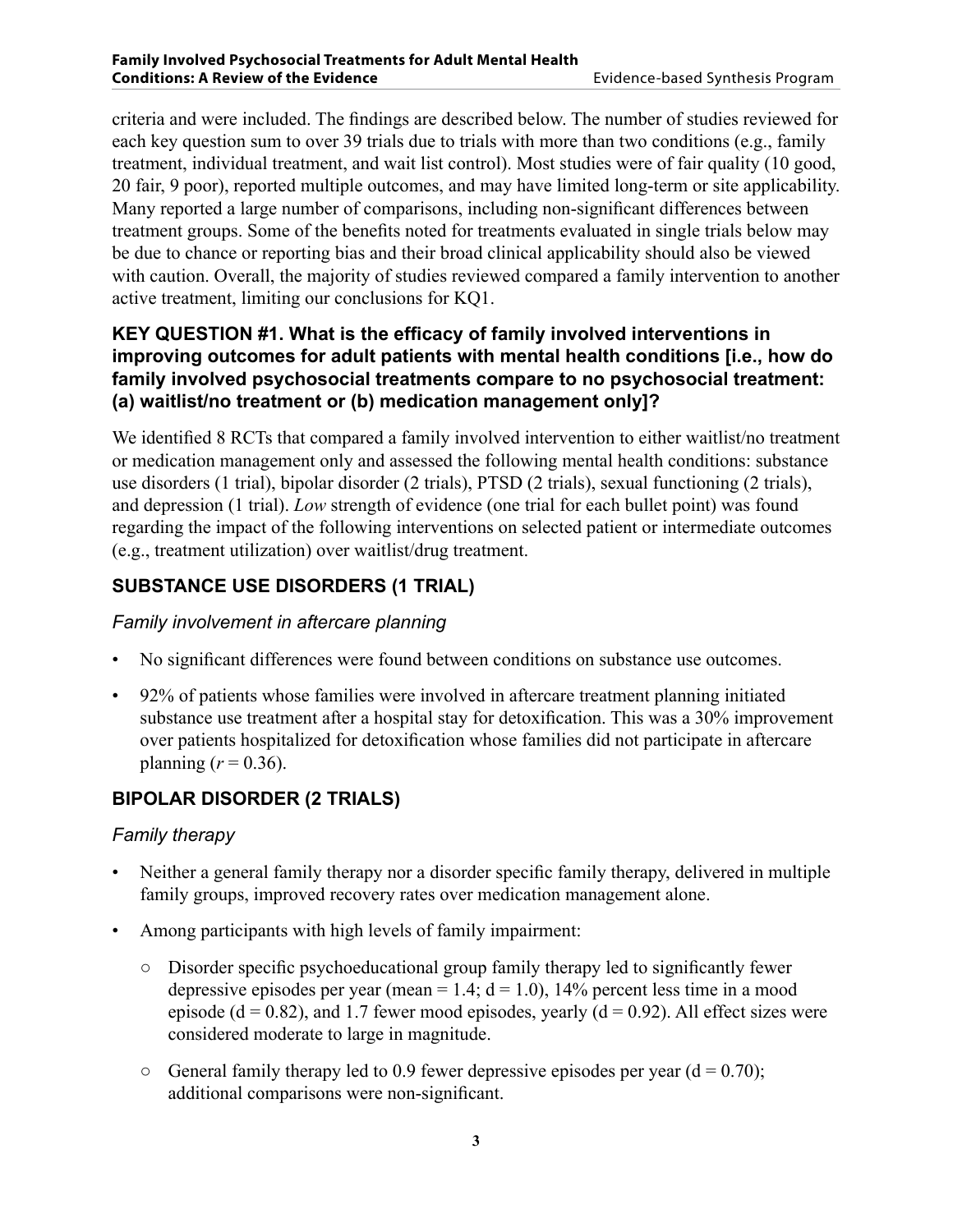criteria and were included. The findings are described below. The number of studies reviewed for each key question sum to over 39 trials due to trials with more than two conditions (e.g., family treatment, individual treatment, and wait list control). Most studies were of fair quality (10 good, 20 fair, 9 poor), reported multiple outcomes, and may have limited long-term or site applicability. Many reported a large number of comparisons, including non-significant differences between treatment groups. Some of the benefits noted for treatments evaluated in single trials below may be due to chance or reporting bias and their broad clinical applicability should also be viewed with caution. Overall, the majority of studies reviewed compared a family intervention to another active treatment, limiting our conclusions for KQ1.

### KEY QUESTION #1. What is the efficacy of family involved interventions in improving outcomes for adult patients with mental health conditions [i.e., how do family involved psychosocial treatments compare to no psychosocial treatment: (a) waitlist/no treatment or (b) medication management only]?

We identified 8 RCTs that compared a family involved intervention to either waitlist/no treatment or medication management only and assessed the following mental health conditions: substance use disorders (1 trial), bipolar disorder (2 trials), PTSD (2 trials), sexual functioning (2 trials), and depression (1 trial). *Low* strength of evidence (one trial for each bullet point) was found regarding the impact of the following interventions on selected patient or intermediate outcomes (e.g., treatment utilization) over waitlist/drug treatment.

### SUBSTANCE USE DISORDERS (1 TRIAL)

*Family involvement in aftercare planning*

- No significant differences were found between conditions on substance use outcomes.
- 92% of patients whose families were involved in aftercare treatment planning initiated substance use treatment after a hospital stay for detoxification. This was a 30% improvement over patients hospitalized for detoxification whose families did not participate in aftercare planning ($r = 0.36$).

### BIPOLAR DISORDER (2 TRIALS)

*Family therapy*

- Neither a general family therapy nor a disorder specific family therapy, delivered in multiple family groups, improved recovery rates over medication management alone.
- Among participants with high levels of family impairment:
  - Disorder specific psychoeducational group family therapy led to significantly fewer depressive episodes per year (mean = 1.4; $d = 1.0$), 14% percent less time in a mood episode ($d = 0.82$), and 1.7 fewer mood episodes, yearly ($d = 0.92$). All effect sizes were considered moderate to large in magnitude.
  - General family therapy led to 0.9 fewer depressive episodes per year ($d = 0.70$); additional comparisons were non-significant.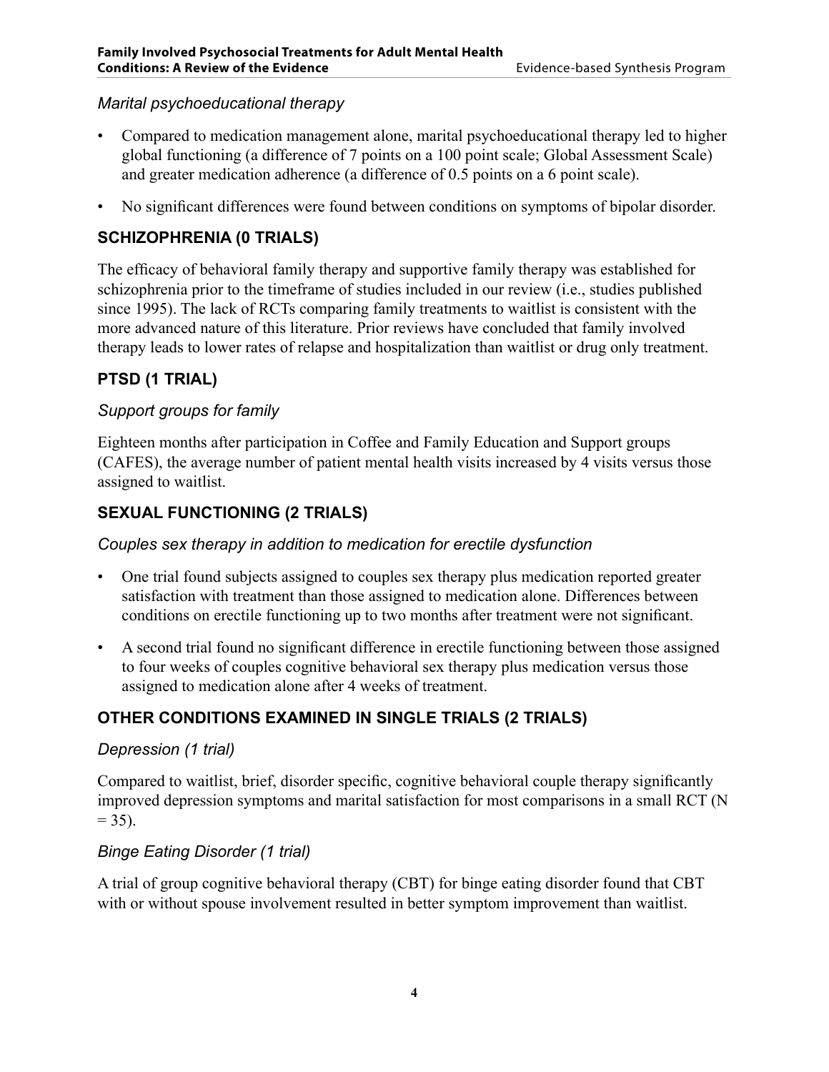### *Marital psychoeducational therapy*

- Compared to medication management alone, marital psychoeducational therapy led to higher global functioning (a difference of 7 points on a 100 point scale; Global Assessment Scale) and greater medication adherence (a difference of 0.5 points on a 6 point scale).
- No significant differences were found between conditions on symptoms of bipolar disorder.

## SCHIZOPHRENIA (0 TRIALS)

The efficacy of behavioral family therapy and supportive family therapy was established for schizophrenia prior to the timeframe of studies included in our review (i.e., studies published since 1995). The lack of RCTs comparing family treatments to waitlist is consistent with the more advanced nature of this literature. Prior reviews have concluded that family involved therapy leads to lower rates of relapse and hospitalization than waitlist or drug only treatment.

## PTSD (1 TRIAL)

### *Support groups for family*

Eighteen months after participation in Coffee and Family Education and Support groups (CAFES), the average number of patient mental health visits increased by 4 visits versus those assigned to waitlist.

## SEXUAL FUNCTIONING (2 TRIALS)

### *Couples sex therapy in addition to medication for erectile dysfunction*

- One trial found subjects assigned to couples sex therapy plus medication reported greater satisfaction with treatment than those assigned to medication alone. Differences between conditions on erectile functioning up to two months after treatment were not significant.
- A second trial found no significant difference in erectile functioning between those assigned to four weeks of couples cognitive behavioral sex therapy plus medication versus those assigned to medication alone after 4 weeks of treatment.

## OTHER CONDITIONS EXAMINED IN SINGLE TRIALS (2 TRIALS)

### *Depression (1 trial)*

Compared to waitlist, brief, disorder specific, cognitive behavioral couple therapy significantly improved depression symptoms and marital satisfaction for most comparisons in a small RCT (N = 35).

### *Binge Eating Disorder (1 trial)*

A trial of group cognitive behavioral therapy (CBT) for binge eating disorder found that CBT with or without spouse involvement resulted in better symptom improvement than waitlist.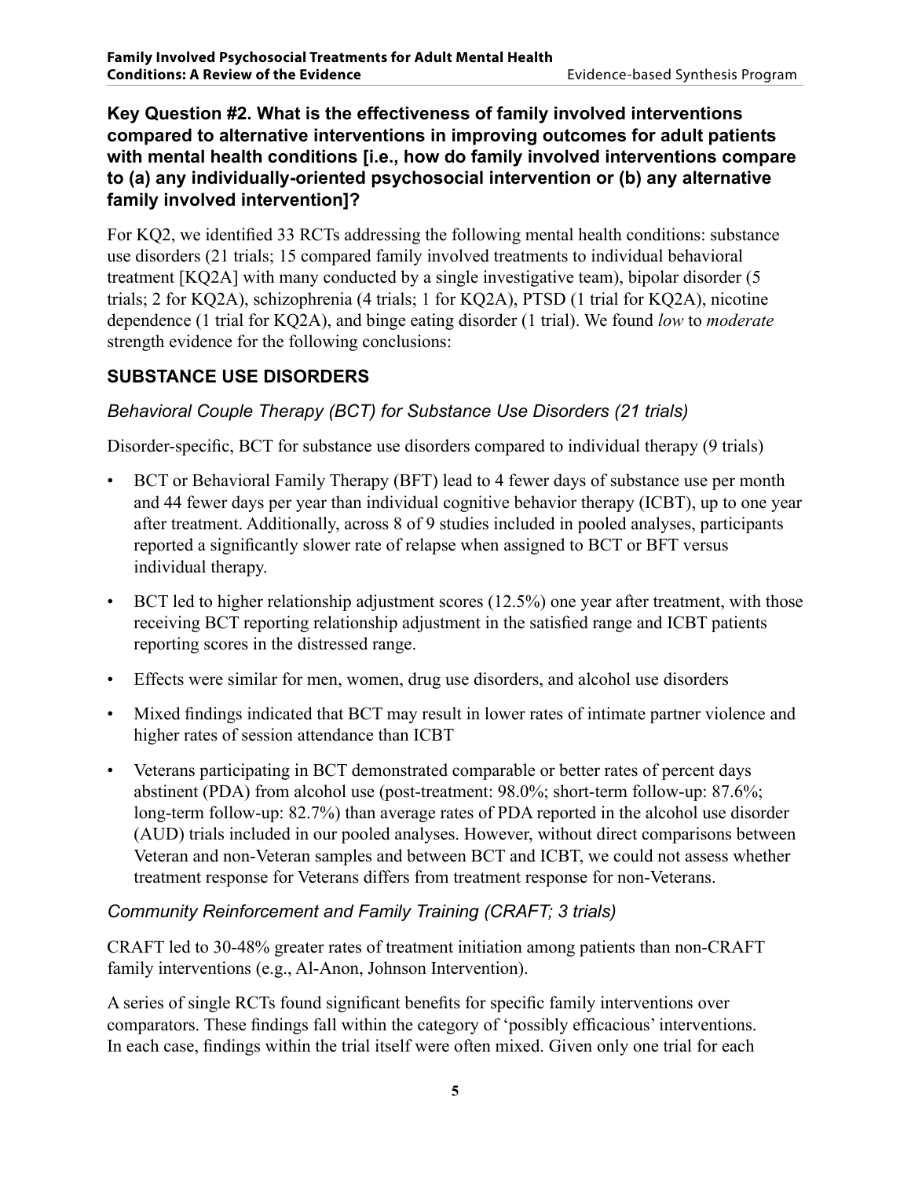### Key Question #2. What is the effectiveness of family involved interventions compared to alternative interventions in improving outcomes for adult patients with mental health conditions [i.e., how do family involved interventions compare to (a) any individually-oriented psychosocial intervention or (b) any alternative family involved intervention]?

For KQ2, we identified 33 RCTs addressing the following mental health conditions: substance use disorders (21 trials; 15 compared family involved treatments to individual behavioral treatment [KQ2A] with many conducted by a single investigative team), bipolar disorder (5 trials; 2 for KQ2A), schizophrenia (4 trials; 1 for KQ2A), PTSD (1 trial for KQ2A), nicotine dependence (1 trial for KQ2A), and binge eating disorder (1 trial). We found *low* to *moderate* strength evidence for the following conclusions:

### SUBSTANCE USE DISORDERS

#### *Behavioral Couple Therapy (BCT) for Substance Use Disorders (21 trials)*

Disorder-specific, BCT for substance use disorders compared to individual therapy (9 trials)

- BCT or Behavioral Family Therapy (BFT) lead to 4 fewer days of substance use per month and 44 fewer days per year than individual cognitive behavior therapy (ICBT), up to one year after treatment. Additionally, across 8 of 9 studies included in pooled analyses, participants reported a significantly slower rate of relapse when assigned to BCT or BFT versus individual therapy.
- BCT led to higher relationship adjustment scores (12.5%) one year after treatment, with those receiving BCT reporting relationship adjustment in the satisfied range and ICBT patients reporting scores in the distressed range.
- Effects were similar for men, women, drug use disorders, and alcohol use disorders
- Mixed findings indicated that BCT may result in lower rates of intimate partner violence and higher rates of session attendance than ICBT
- Veterans participating in BCT demonstrated comparable or better rates of percent days abstinent (PDA) from alcohol use (post-treatment: 98.0%; short-term follow-up: 87.6%; long-term follow-up: 82.7%) than average rates of PDA reported in the alcohol use disorder (AUD) trials included in our pooled analyses. However, without direct comparisons between Veteran and non-Veteran samples and between BCT and ICBT, we could not assess whether treatment response for Veterans differs from treatment response for non-Veterans.

#### *Community Reinforcement and Family Training (CRAFT; 3 trials)*

CRAFT led to 30-48% greater rates of treatment initiation among patients than non-CRAFT family interventions (e.g., Al-Anon, Johnson Intervention).

A series of single RCTs found significant benefits for specific family interventions over comparators. These findings fall within the category of 'possibly efficacious' interventions. In each case, findings within the trial itself were often mixed. Given only one trial for each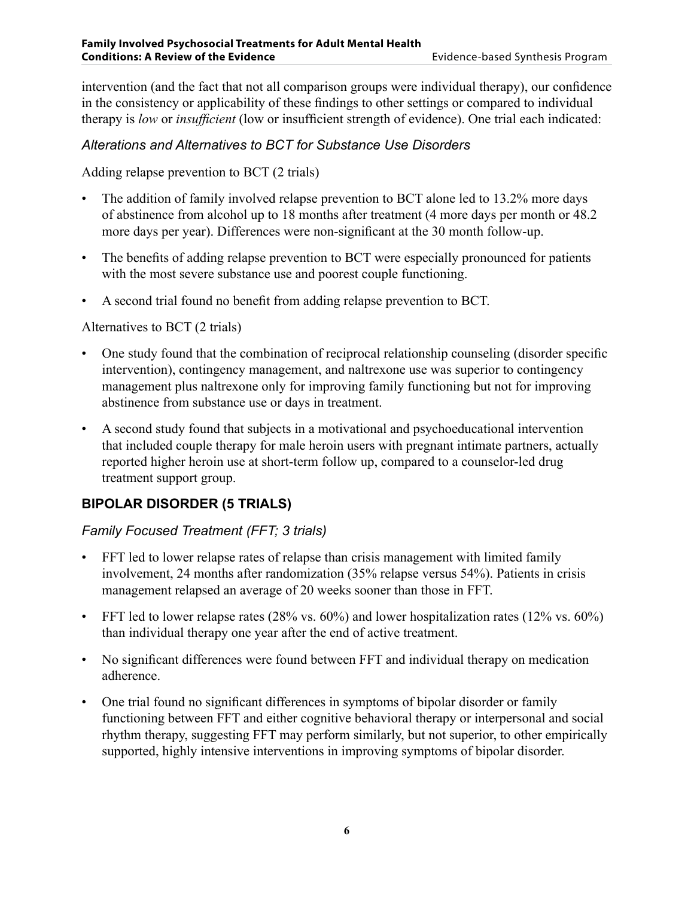intervention (and the fact that not all comparison groups were individual therapy), our confidence in the consistency or applicability of these findings to other settings or compared to individual therapy is *low* or *insufficient* (low or insufficient strength of evidence). One trial each indicated:

### *Alterations and Alternatives to BCT for Substance Use Disorders*

Adding relapse prevention to BCT (2 trials)

- The addition of family involved relapse prevention to BCT alone led to 13.2% more days of abstinence from alcohol up to 18 months after treatment (4 more days per month or 48.2 more days per year). Differences were non-significant at the 30 month follow-up.
- The benefits of adding relapse prevention to BCT were especially pronounced for patients with the most severe substance use and poorest couple functioning.
- A second trial found no benefit from adding relapse prevention to BCT.

Alternatives to BCT (2 trials)

- One study found that the combination of reciprocal relationship counseling (disorder specific intervention), contingency management, and naltrexone use was superior to contingency management plus naltrexone only for improving family functioning but not for improving abstinence from substance use or days in treatment.
- A second study found that subjects in a motivational and psychoeducational intervention that included couple therapy for male heroin users with pregnant intimate partners, actually reported higher heroin use at short-term follow up, compared to a counselor-led drug treatment support group.

## BIPOLAR DISORDER (5 TRIALS)

### *Family Focused Treatment (FFT; 3 trials)*

- FFT led to lower relapse rates of relapse than crisis management with limited family involvement, 24 months after randomization (35% relapse versus 54%). Patients in crisis management relapsed an average of 20 weeks sooner than those in FFT.
- FFT led to lower relapse rates (28% vs. 60%) and lower hospitalization rates (12% vs. 60%) than individual therapy one year after the end of active treatment.
- No significant differences were found between FFT and individual therapy on medication adherence.
- One trial found no significant differences in symptoms of bipolar disorder or family functioning between FFT and either cognitive behavioral therapy or interpersonal and social rhythm therapy, suggesting FFT may perform similarly, but not superior, to other empirically supported, highly intensive interventions in improving symptoms of bipolar disorder.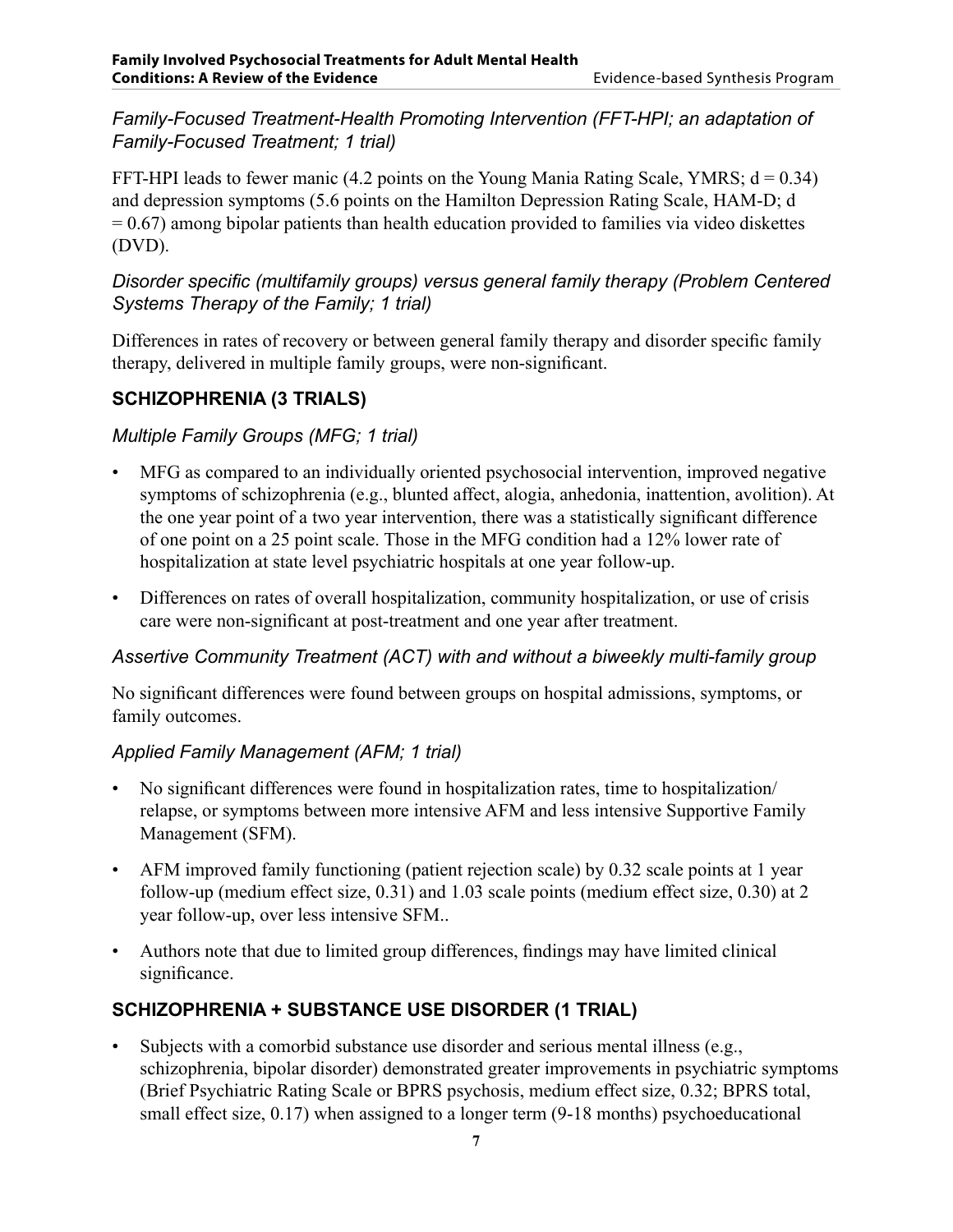*Family-Focused Treatment-Health Promoting Intervention (FFT-HPI; an adaptation of Family-Focused Treatment; 1 trial)*

FFT-HPI leads to fewer manic (4.2 points on the Young Mania Rating Scale, YMRS; $d = 0.34$) and depression symptoms (5.6 points on the Hamilton Depression Rating Scale, HAM-D; $d = 0.67$) among bipolar patients than health education provided to families via video diskettes (DVD).

*Disorder specific (multifamily groups) versus general family therapy (Problem Centered Systems Therapy of the Family; 1 trial)*

Differences in rates of recovery or between general family therapy and disorder specific family therapy, delivered in multiple family groups, were non-significant.

## SCHIZOPHRENIA (3 TRIALS)

*Multiple Family Groups (MFG; 1 trial)*

- MFG as compared to an individually oriented psychosocial intervention, improved negative symptoms of schizophrenia (e.g., blunted affect, alogia, anhedonia, inattention, avolition). At the one year point of a two year intervention, there was a statistically significant difference of one point on a 25 point scale. Those in the MFG condition had a 12% lower rate of hospitalization at state level psychiatric hospitals at one year follow-up.
- Differences on rates of overall hospitalization, community hospitalization, or use of crisis care were non-significant at post-treatment and one year after treatment.

*Assertive Community Treatment (ACT) with and without a biweekly multi-family group*

No significant differences were found between groups on hospital admissions, symptoms, or family outcomes.

*Applied Family Management (AFM; 1 trial)*

- No significant differences were found in hospitalization rates, time to hospitalization/relapse, or symptoms between more intensive AFM and less intensive Supportive Family Management (SFM).
- AFM improved family functioning (patient rejection scale) by 0.32 scale points at 1 year follow-up (medium effect size, 0.31) and 1.03 scale points (medium effect size, 0.30) at 2 year follow-up, over less intensive SFM..
- Authors note that due to limited group differences, findings may have limited clinical significance.

## SCHIZOPHRENIA + SUBSTANCE USE DISORDER (1 TRIAL)

- Subjects with a comorbid substance use disorder and serious mental illness (e.g., schizophrenia, bipolar disorder) demonstrated greater improvements in psychiatric symptoms (Brief Psychiatric Rating Scale or BPRS psychosis, medium effect size, 0.32; BPRS total, small effect size, 0.17) when assigned to a longer term (9-18 months) psychoeducational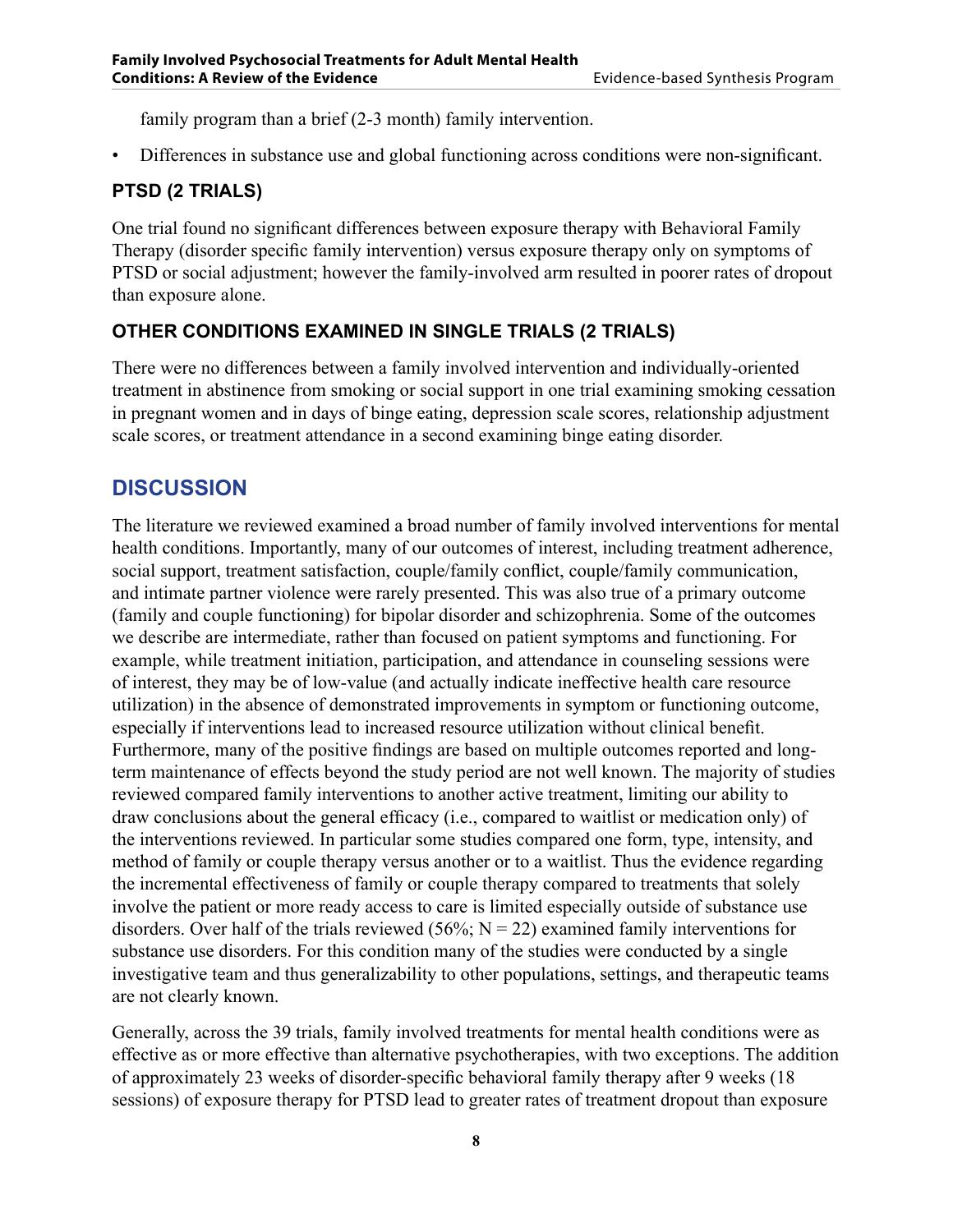family program than a brief (2-3 month) family intervention.

- Differences in substance use and global functioning across conditions were non-significant.

### PTSD (2 TRIALS)

One trial found no significant differences between exposure therapy with Behavioral Family Therapy (disorder specific family intervention) versus exposure therapy only on symptoms of PTSD or social adjustment; however the family-involved arm resulted in poorer rates of dropout than exposure alone.

### OTHER CONDITIONS EXAMINED IN SINGLE TRIALS (2 TRIALS)

There were no differences between a family involved intervention and individually-oriented treatment in abstinence from smoking or social support in one trial examining smoking cessation in pregnant women and in days of binge eating, depression scale scores, relationship adjustment scale scores, or treatment attendance in a second examining binge eating disorder.

## DISCUSSION

The literature we reviewed examined a broad number of family involved interventions for mental health conditions. Importantly, many of our outcomes of interest, including treatment adherence, social support, treatment satisfaction, couple/family conflict, couple/family communication, and intimate partner violence were rarely presented. This was also true of a primary outcome (family and couple functioning) for bipolar disorder and schizophrenia. Some of the outcomes we describe are intermediate, rather than focused on patient symptoms and functioning. For example, while treatment initiation, participation, and attendance in counseling sessions were of interest, they may be of low-value (and actually indicate ineffective health care resource utilization) in the absence of demonstrated improvements in symptom or functioning outcome, especially if interventions lead to increased resource utilization without clinical benefit. Furthermore, many of the positive findings are based on multiple outcomes reported and long-term maintenance of effects beyond the study period are not well known. The majority of studies reviewed compared family interventions to another active treatment, limiting our ability to draw conclusions about the general efficacy (i.e., compared to waitlist or medication only) of the interventions reviewed. In particular some studies compared one form, type, intensity, and method of family or couple therapy versus another or to a waitlist. Thus the evidence regarding the incremental effectiveness of family or couple therapy compared to treatments that solely involve the patient or more ready access to care is limited especially outside of substance use disorders. Over half of the trials reviewed (56%; N = 22) examined family interventions for substance use disorders. For this condition many of the studies were conducted by a single investigative team and thus generalizability to other populations, settings, and therapeutic teams are not clearly known.

Generally, across the 39 trials, family involved treatments for mental health conditions were as effective as or more effective than alternative psychotherapies, with two exceptions. The addition of approximately 23 weeks of disorder-specific behavioral family therapy after 9 weeks (18 sessions) of exposure therapy for PTSD lead to greater rates of treatment dropout than exposure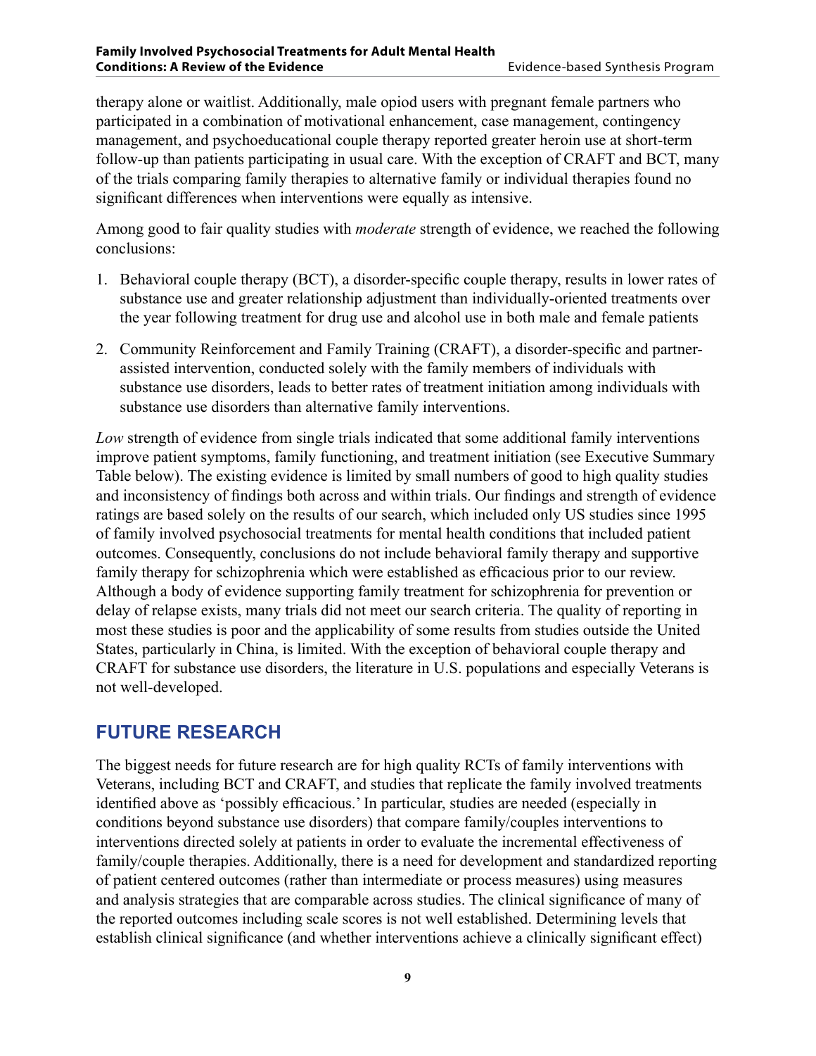therapy alone or waitlist. Additionally, male opiod users with pregnant female partners who participated in a combination of motivational enhancement, case management, contingency management, and psychoeducational couple therapy reported greater heroin use at short-term follow-up than patients participating in usual care. With the exception of CRAFT and BCT, many of the trials comparing family therapies to alternative family or individual therapies found no significant differences when interventions were equally as intensive.

Among good to fair quality studies with *moderate* strength of evidence, we reached the following conclusions:

1. Behavioral couple therapy (BCT), a disorder-specific couple therapy, results in lower rates of substance use and greater relationship adjustment than individually-oriented treatments over the year following treatment for drug use and alcohol use in both male and female patients
2. Community Reinforcement and Family Training (CRAFT), a disorder-specific and partner-assisted intervention, conducted solely with the family members of individuals with substance use disorders, leads to better rates of treatment initiation among individuals with substance use disorders than alternative family interventions.

*Low* strength of evidence from single trials indicated that some additional family interventions improve patient symptoms, family functioning, and treatment initiation (see Executive Summary Table below). The existing evidence is limited by small numbers of good to high quality studies and inconsistency of findings both across and within trials. Our findings and strength of evidence ratings are based solely on the results of our search, which included only US studies since 1995 of family involved psychosocial treatments for mental health conditions that included patient outcomes. Consequently, conclusions do not include behavioral family therapy and supportive family therapy for schizophrenia which were established as efficacious prior to our review. Although a body of evidence supporting family treatment for schizophrenia for prevention or delay of relapse exists, many trials did not meet our search criteria. The quality of reporting in most these studies is poor and the applicability of some results from studies outside the United States, particularly in China, is limited. With the exception of behavioral couple therapy and CRAFT for substance use disorders, the literature in U.S. populations and especially Veterans is not well-developed.

## FUTURE RESEARCH

The biggest needs for future research are for high quality RCTs of family interventions with Veterans, including BCT and CRAFT, and studies that replicate the family involved treatments identified above as 'possibly efficacious.' In particular, studies are needed (especially in conditions beyond substance use disorders) that compare family/couples interventions to interventions directed solely at patients in order to evaluate the incremental effectiveness of family/couple therapies. Additionally, there is a need for development and standardized reporting of patient centered outcomes (rather than intermediate or process measures) using measures and analysis strategies that are comparable across studies. The clinical significance of many of the reported outcomes including scale scores is not well established. Determining levels that establish clinical significance (and whether interventions achieve a clinically significant effect)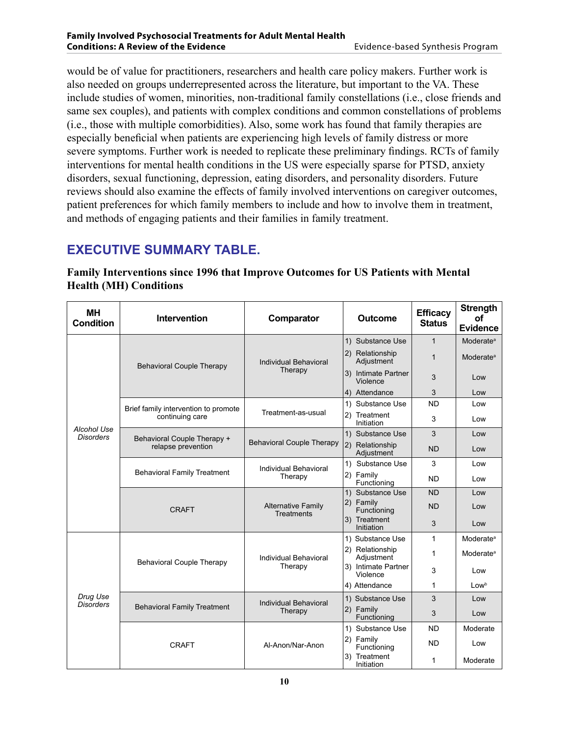would be of value for practitioners, researchers and health care policy makers. Further work is also needed on groups underrepresented across the literature, but important to the VA. These include studies of women, minorities, non-traditional family constellations (i.e., close friends and same sex couples), and patients with complex conditions and common constellations of problems (i.e., those with multiple comorbidities). Also, some work has found that family therapies are especially beneficial when patients are experiencing high levels of family distress or more severe symptoms. Further work is needed to replicate these preliminary findings. RCTs of family interventions for mental health conditions in the US were especially sparse for PTSD, anxiety disorders, sexual functioning, depression, eating disorders, and personality disorders. Future reviews should also examine the effects of family involved interventions on caregiver outcomes, patient preferences for which family members to include and how to involve them in treatment, and methods of engaging patients and their families in family treatment.

## EXECUTIVE SUMMARY TABLE.

**Family Interventions since 1996 that Improve Outcomes for US Patients with Mental Health (MH) Conditions**

| MH Condition | Intervention | Comparator | Outcome | Efficacy Status | Strength of Evidence |
|---|---|---|---|---|---|
| *Alcohol Use Disorders* | Behavioral Couple Therapy | Individual Behavioral Therapy | 1) Substance Use | 1 | Moderate[a] |
| | | | 2) Relationship Adjustment | 1 | Moderate[a] |
| | | | 3) Intimate Partner Violence | 3 | Low |
| | | | 4) Attendance | 3 | Low |
| | Brief family intervention to promote continuing care | Treatment-as-usual | 1) Substance Use | ND | Low |
| | | | 2) Treatment Initiation | 3 | Low |
| | Behavioral Couple Therapy + relapse prevention | Behavioral Couple Therapy | 1) Substance Use | 3 | Low |
| | | | 2) Relationship Adjustment | ND | Low |
| | Behavioral Family Treatment | Individual Behavioral Therapy | 1) Substance Use | 3 | Low |
| | | | 2) Family Functioning | ND | Low |
| | CRAFT | Alternative Family Treatments | 1) Substance Use | ND | Low |
| | | | 2) Family Functioning | ND | Low |
| | | | 3) Treatment Initiation | 3 | Low |
| *Drug Use Disorders* | Behavioral Couple Therapy | Individual Behavioral Therapy | 1) Substance Use | 1 | Moderate[a] |
| | | | 2) Relationship Adjustment | 1 | Moderate[a] |
| | | | 3) Intimate Partner Violence | 3 | Low |
| | | | 4) Attendance | 1 | Low[b] |
| | Behavioral Family Treatment | Individual Behavioral Therapy | 1) Substance Use | 3 | Low |
| | | | 2) Family Functioning | 3 | Low |
| | CRAFT | Al-Anon/Nar-Anon | 1) Substance Use | ND | Moderate |
| | | | 2) Family Functioning | ND | Low |
| | | | 3) Treatment Initiation | 1 | Moderate |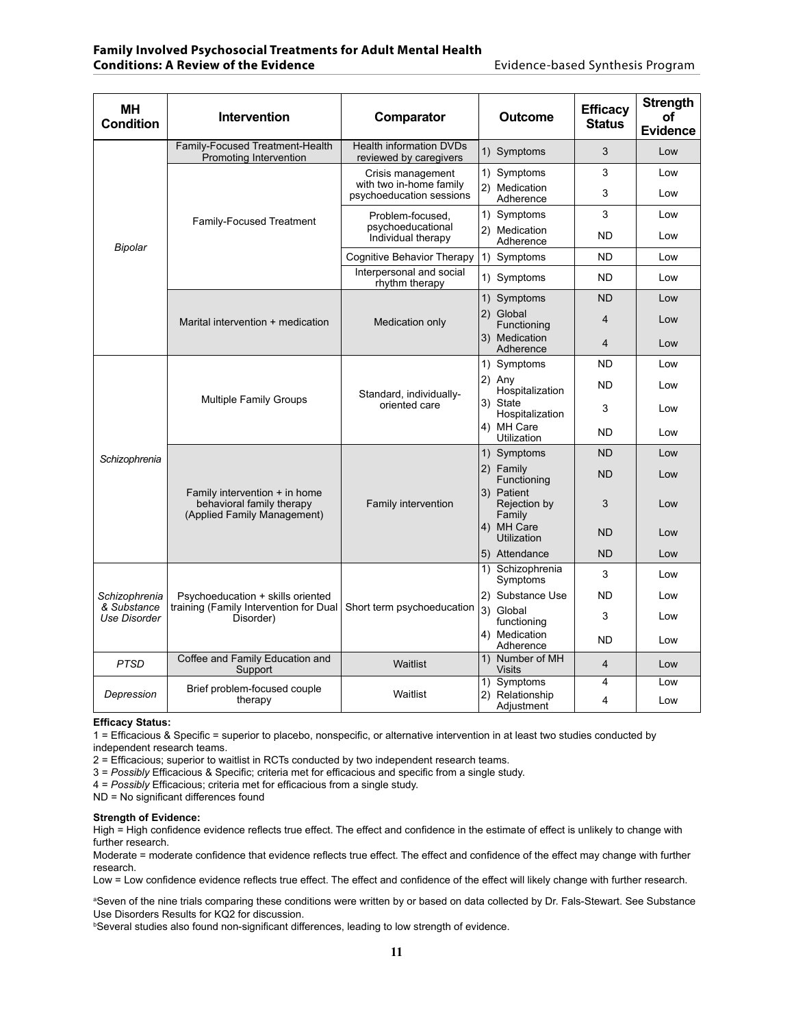| MH Condition | Intervention | Comparator | Outcome | Efficacy Status | Strength of Evidence |
|---|---|---|---|---|---|
| *Bipolar* | Family-Focused Treatment-Health Promoting Intervention | Health information DVDs reviewed by caregivers | 1) Symptoms | 3 | Low |
| | Family-Focused Treatment | Crisis management with two in-home family psychoeducation sessions | 1) Symptoms | 3 | Low |
| | | | 2) Medication Adherence | 3 | Low |
| | | Problem-focused, psychoeducational Individual therapy | 1) Symptoms | 3 | Low |
| | | | 2) Medication Adherence | ND | Low |
| | | Cognitive Behavior Therapy | 1) Symptoms | ND | Low |
| | | Interpersonal and social rhythm therapy | 1) Symptoms | ND | Low |
| | Marital intervention + medication | Medication only | 1) Symptoms | ND | Low |
| | | | 2) Global Functioning | 4 | Low |
| | | | 3) Medication Adherence | 4 | Low |
| *Schizophrenia* | Multiple Family Groups | Standard, individually-oriented care | 1) Symptoms | ND | Low |
| | | | 2) Any Hospitalization | ND | Low |
| | | | 3) State Hospitalization | 3 | Low |
| | | | 4) MH Care Utilization | ND | Low |
| | Family intervention + in home behavioral family therapy (Applied Family Management) | Family intervention | 1) Symptoms | ND | Low |
| | | | 2) Family Functioning | ND | Low |
| | | | 3) Patient Rejection by Family | 3 | Low |
| | | | 4) MH Care Utilization | ND | Low |
| | | | 5) Attendance | ND | Low |
| *Schizophrenia & Substance Use Disorder* | Psychoeducation + skills oriented training (Family Intervention for Dual Disorder) | Short term psychoeducation | 1) Schizophrenia Symptoms | 3 | Low |
| | | | 2) Substance Use | ND | Low |
| | | | 3) Global functioning | 3 | Low |
| | | | 4) Medication Adherence | ND | Low |
| *PTSD* | Coffee and Family Education and Support | Waitlist | 1) Number of MH Visits | 4 | Low |
| *Depression* | Brief problem-focused couple therapy | Waitlist | 1) Symptoms | 4 | Low |
| | | | 2) Relationship Adjustment | 4 | Low |

**Efficacy Status:**

1 = Efficacious & Specific = superior to placebo, nonspecific, or alternative intervention in at least two studies conducted by independent research teams.

2 = Efficacious; superior to waitlist in RCTs conducted by two independent research teams.

3 = *Possibly* Efficacious & Specific; criteria met for efficacious and specific from a single study.

4 = *Possibly* Efficacious; criteria met for efficacious from a single study.

ND = No significant differences found

**Strength of Evidence:**

High = High confidence evidence reflects true effect. The effect and confidence in the estimate of effect is unlikely to change with further research.

Moderate = moderate confidence that evidence reflects true effect. The effect and confidence of the effect may change with further research.

Low = Low confidence evidence reflects true effect. The effect and confidence of the effect will likely change with further research.

[a]Seven of the nine trials comparing these conditions were written by or based on data collected by Dr. Fals-Stewart. See Substance Use Disorders Results for KQ2 for discussion.

[b]Several studies also found non-significant differences, leading to low strength of evidence.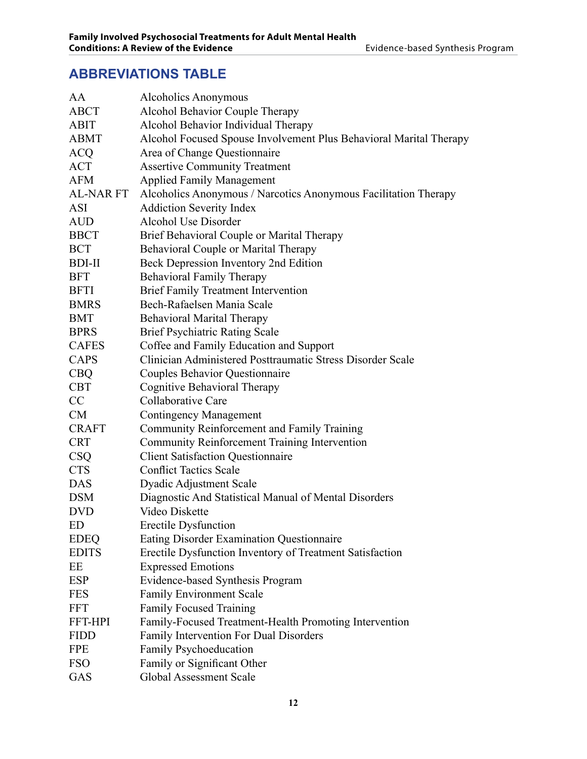## ABBREVIATIONS TABLE

| | |
|---|---|
| AA | Alcoholics Anonymous |
| ABCT | Alcohol Behavior Couple Therapy |
| ABIT | Alcohol Behavior Individual Therapy |
| ABMT | Alcohol Focused Spouse Involvement Plus Behavioral Marital Therapy |
| ACQ | Area of Change Questionnaire |
| ACT | Assertive Community Treatment |
| AFM | Applied Family Management |
| AL-NAR FT | Alcoholics Anonymous / Narcotics Anonymous Facilitation Therapy |
| ASI | Addiction Severity Index |
| AUD | Alcohol Use Disorder |
| BBCT | Brief Behavioral Couple or Marital Therapy |
| BCT | Behavioral Couple or Marital Therapy |
| BDI-II | Beck Depression Inventory 2nd Edition |
| BFT | Behavioral Family Therapy |
| BFTI | Brief Family Treatment Intervention |
| BMRS | Bech-Rafaelsen Mania Scale |
| BMT | Behavioral Marital Therapy |
| BPRS | Brief Psychiatric Rating Scale |
| CAFES | Coffee and Family Education and Support |
| CAPS | Clinician Administered Posttraumatic Stress Disorder Scale |
| CBQ | Couples Behavior Questionnaire |
| CBT | Cognitive Behavioral Therapy |
| CC | Collaborative Care |
| CM | Contingency Management |
| CRAFT | Community Reinforcement and Family Training |
| CRT | Community Reinforcement Training Intervention |
| CSQ | Client Satisfaction Questionnaire |
| CTS | Conflict Tactics Scale |
| DAS | Dyadic Adjustment Scale |
| DSM | Diagnostic And Statistical Manual of Mental Disorders |
| DVD | Video Diskette |
| ED | Erectile Dysfunction |
| EDEQ | Eating Disorder Examination Questionnaire |
| EDITS | Erectile Dysfunction Inventory of Treatment Satisfaction |
| EE | Expressed Emotions |
| ESP | Evidence-based Synthesis Program |
| FES | Family Environment Scale |
| FFT | Family Focused Training |
| FFT-HPI | Family-Focused Treatment-Health Promoting Intervention |
| FIDD | Family Intervention For Dual Disorders |
| FPE | Family Psychoeducation |
| FSO | Family or Significant Other |
| GAS | Global Assessment Scale |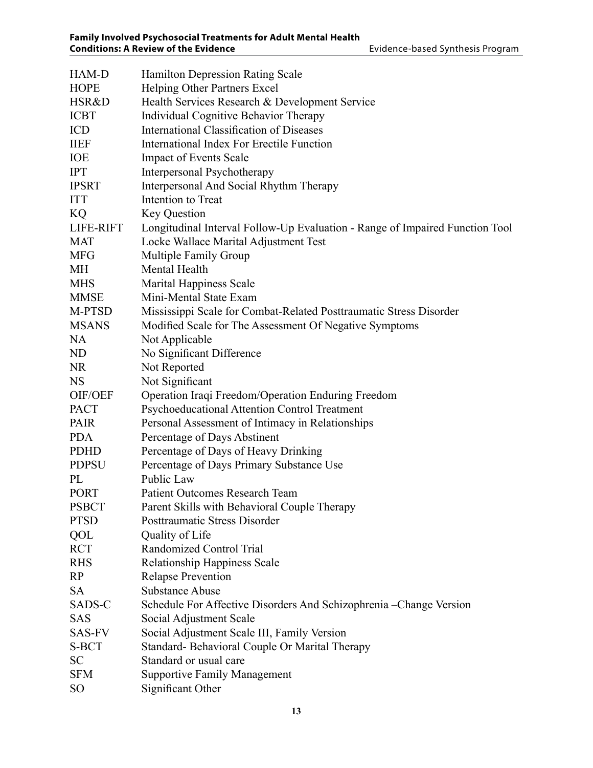| | |
|---|---|
| HAM-D | Hamilton Depression Rating Scale |
| HOPE | Helping Other Partners Excel |
| HSR&D | Health Services Research & Development Service |
| ICBT | Individual Cognitive Behavior Therapy |
| ICD | International Classification of Diseases |
| IIEF | International Index For Erectile Function |
| IOE | Impact of Events Scale |
| IPT | Interpersonal Psychotherapy |
| IPSRT | Interpersonal And Social Rhythm Therapy |
| ITT | Intention to Treat |
| KQ | Key Question |
| LIFE-RIFT | Longitudinal Interval Follow-Up Evaluation - Range of Impaired Function Tool |
| MAT | Locke Wallace Marital Adjustment Test |
| MFG | Multiple Family Group |
| MH | Mental Health |
| MHS | Marital Happiness Scale |
| MMSE | Mini-Mental State Exam |
| M-PTSD | Mississippi Scale for Combat-Related Posttraumatic Stress Disorder |
| MSANS | Modified Scale for The Assessment Of Negative Symptoms |
| NA | Not Applicable |
| ND | No Significant Difference |
| NR | Not Reported |
| NS | Not Significant |
| OIF/OEF | Operation Iraqi Freedom/Operation Enduring Freedom |
| PACT | Psychoeducational Attention Control Treatment |
| PAIR | Personal Assessment of Intimacy in Relationships |
| PDA | Percentage of Days Abstinent |
| PDHD | Percentage of Days of Heavy Drinking |
| PDPSU | Percentage of Days Primary Substance Use |
| PL | Public Law |
| PORT | Patient Outcomes Research Team |
| PSBCT | Parent Skills with Behavioral Couple Therapy |
| PTSD | Posttraumatic Stress Disorder |
| QOL | Quality of Life |
| RCT | Randomized Control Trial |
| RHS | Relationship Happiness Scale |
| RP | Relapse Prevention |
| SA | Substance Abuse |
| SADS-C | Schedule For Affective Disorders And Schizophrenia –Change Version |
| SAS | Social Adjustment Scale |
| SAS-FV | Social Adjustment Scale III, Family Version |
| S-BCT | Standard- Behavioral Couple Or Marital Therapy |
| SC | Standard or usual care |
| SFM | Supportive Family Management |
| SO | Significant Other |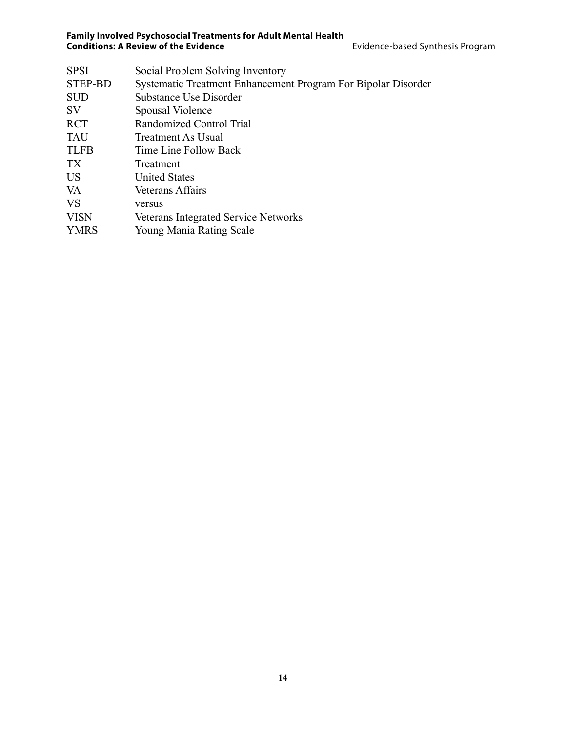| | |
|---|---|
| SPSI | Social Problem Solving Inventory |
| STEP-BD | Systematic Treatment Enhancement Program For Bipolar Disorder |
| SUD | Substance Use Disorder |
| SV | Spousal Violence |
| RCT | Randomized Control Trial |
| TAU | Treatment As Usual |
| TLFB | Time Line Follow Back |
| TX | Treatment |
| US | United States |
| VA | Veterans Affairs |
| VS | versus |
| VISN | Veterans Integrated Service Networks |
| YMRS | Young Mania Rating Scale |